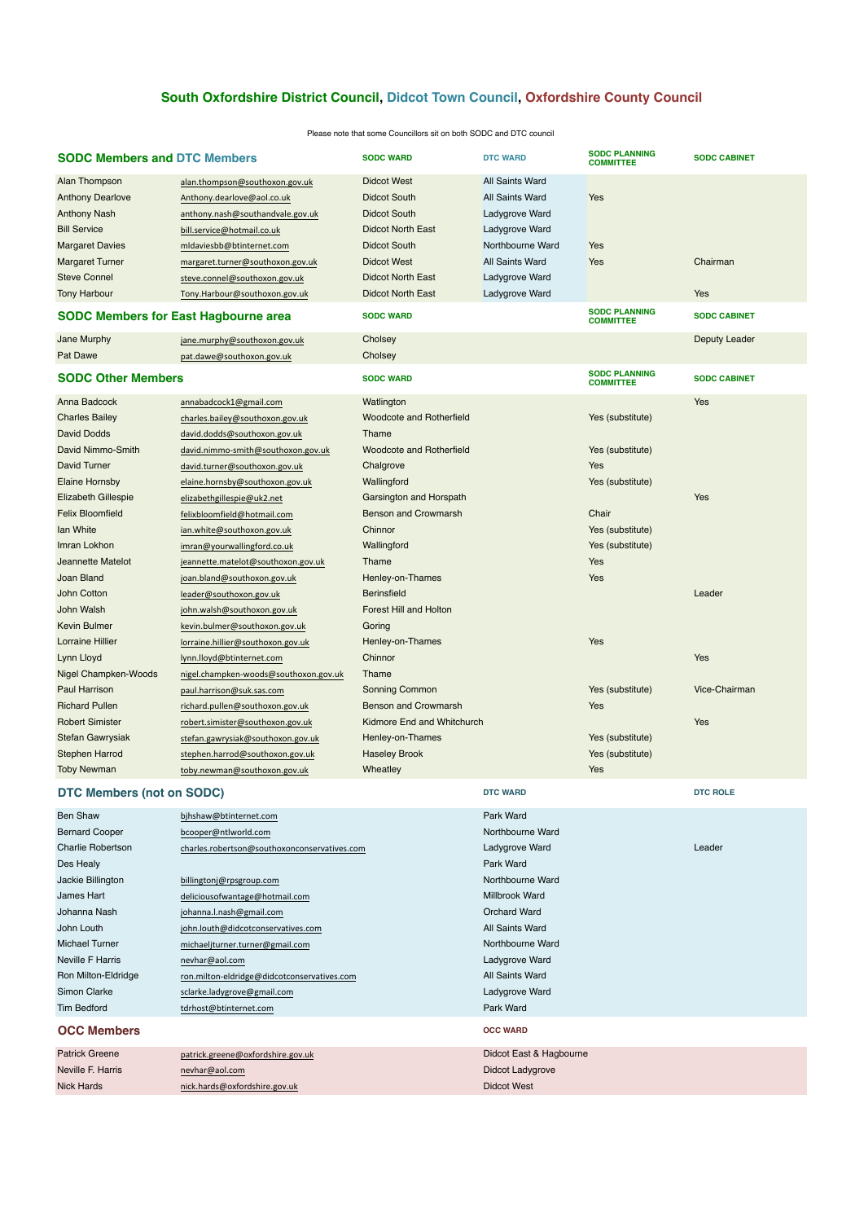# South Oxfordshire District Council, Didcot Town Council, Oxfordshire County Council

Please note that some Councillors sit on both SODC and DTC council

## SODC Members and DTC Members

| Name | Email | SODC WARD | DTC WARD | SODC PLANNING COMMITTEE | SODC CABINET |
|---|---|---|---|---|---|
| Alan Thompson | alan.thompson@southoxon.gov.uk | Didcot West | All Saints Ward | | |
| Anthony Dearlove | Anthony.dearlove@aol.co.uk | Didcot South | All Saints Ward | Yes | |
| Anthony Nash | anthony.nash@southandvale.gov.uk | Didcot South | Ladygrove Ward | | |
| Bill Service | bill.service@hotmail.co.uk | Didcot North East | Ladygrove Ward | | |
| Margaret Davies | mldaviesbb@btinternet.com | Didcot South | Northbourne Ward | Yes | |
| Margaret Turner | margaret.turner@southoxon.gov.uk | Didcot West | All Saints Ward | Yes | Chairman |
| Steve Connel | steve.connel@southoxon.gov.uk | Didcot North East | Ladygrove Ward | | |
| Tony Harbour | Tony.Harbour@southoxon.gov.uk | Didcot North East | Ladygrove Ward | | Yes |

## SODC Members for East Hagbourne area

| Name | Email | SODC WARD | SODC PLANNING COMMITTEE | SODC CABINET |
|---|---|---|---|---|
| Jane Murphy | jane.murphy@southoxon.gov.uk | Cholsey | | Deputy Leader |
| Pat Dawe | pat.dawe@southoxon.gov.uk | Cholsey | | |

## SODC Other Members

| Name | Email | SODC WARD | SODC PLANNING COMMITTEE | SODC CABINET |
|---|---|---|---|---|
| Anna Badcock | annabadcock1@gmail.com | Watlington | | Yes |
| Charles Bailey | charles.bailey@southoxon.gov.uk | Woodcote and Rotherfield | Yes (substitute) | |
| David Dodds | david.dodds@southoxon.gov.uk | Thame | | |
| David Nimmo-Smith | david.nimmo-smith@southoxon.gov.uk | Woodcote and Rotherfield | Yes (substitute) | |
| David Turner | david.turner@southoxon.gov.uk | Chalgrove | Yes | |
| Elaine Hornsby | elaine.hornsby@southoxon.gov.uk | Wallingford | Yes (substitute) | |
| Elizabeth Gillespie | elizabethgillespie@uk2.net | Garsington and Horspath | | Yes |
| Felix Bloomfield | felixbloomfield@hotmail.com | Benson and Crowmarsh | Chair | |
| Ian White | ian.white@southoxon.gov.uk | Chinnor | Yes (substitute) | |
| Imran Lokhon | imran@yourwallingford.co.uk | Wallingford | Yes (substitute) | |
| Jeannette Matelot | jeannette.matelot@southoxon.gov.uk | Thame | Yes | |
| Joan Bland | joan.bland@southoxon.gov.uk | Henley-on-Thames | Yes | |
| John Cotton | leader@southoxon.gov.uk | Berinsfield | | Leader |
| John Walsh | john.walsh@southoxon.gov.uk | Forest Hill and Holton | | |
| Kevin Bulmer | kevin.bulmer@southoxon.gov.uk | Goring | | |
| Lorraine Hillier | lorraine.hillier@southoxon.gov.uk | Henley-on-Thames | Yes | |
| Lynn Lloyd | lynn.lloyd@btinternet.com | Chinnor | | Yes |
| Nigel Champken-Woods | nigel.champken-woods@southoxon.gov.uk | Thame | | |
| Paul Harrison | paul.harrison@suk.sas.com | Sonning Common | Yes (substitute) | Vice-Chairman |
| Richard Pullen | richard.pullen@southoxon.gov.uk | Benson and Crowmarsh | Yes | |
| Robert Simister | robert.simister@southoxon.gov.uk | Kidmore End and Whitchurch | | Yes |
| Stefan Gawrysiak | stefan.gawrysiak@southoxon.gov.uk | Henley-on-Thames | Yes (substitute) | |
| Stephen Harrod | stephen.harrod@southoxon.gov.uk | Haseley Brook | Yes (substitute) | |
| Toby Newman | toby.newman@southoxon.gov.uk | Wheatley | Yes | |

## DTC Members (not on SODC)

| Name | Email | DTC WARD | DTC ROLE |
|---|---|---|---|
| Ben Shaw | bjhshaw@btinternet.com | Park Ward | |
| Bernard Cooper | bcooper@ntlworld.com | Northbourne Ward | |
| Charlie Robertson | charles.robertson@southoxonconservatives.com | Ladygrove Ward | Leader |
| Des Healy | | Park Ward | |
| Jackie Billington | billingtonj@rpsgroup.com | Northbourne Ward | |
| James Hart | deliciousofwantage@hotmail.com | Millbrook Ward | |
| Johanna Nash | johanna.l.nash@gmail.com | Orchard Ward | |
| John Louth | john.louth@didcotconservatives.com | All Saints Ward | |
| Michael Turner | michaeljturner.turner@gmail.com | Northbourne Ward | |
| Neville F Harris | nevhar@aol.com | Ladygrove Ward | |
| Ron Milton-Eldridge | ron.milton-eldridge@didcotconservatives.com | All Saints Ward | |
| Simon Clarke | sclarke.ladygrove@gmail.com | Ladygrove Ward | |
| Tim Bedford | tdrhost@btinternet.com | Park Ward | |

## OCC Members

| Name | Email | OCC WARD |
|---|---|---|
| Patrick Greene | patrick.greene@oxfordshire.gov.uk | Didcot East & Hagbourne |
| Neville F. Harris | nevhar@aol.com | Didcot Ladygrove |
| Nick Hards | nick.hards@oxfordshire.gov.uk | Didcot West |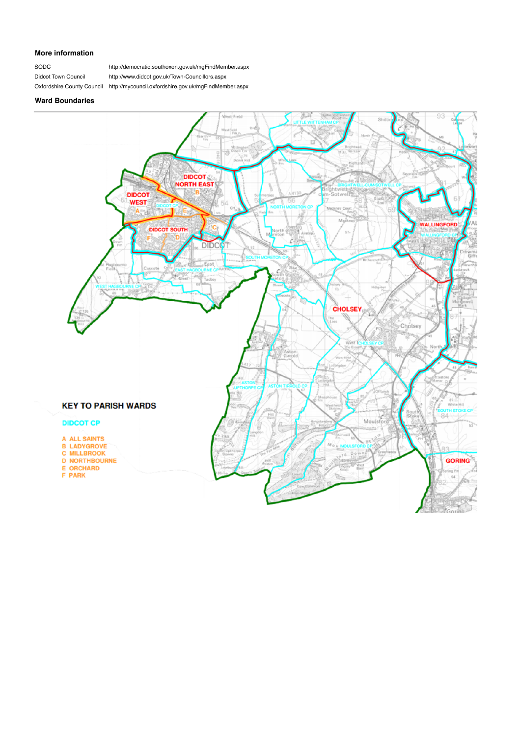### More information

| | |
|---|---|
| SODC | http://democratic.southoxon.gov.uk/mgFindMember.aspx |
| Didcot Town Council | http://www.didcot.gov.uk/Town-Councillors.aspx |
| Oxfordshire County Council | http://mycouncil.oxfordshire.gov.uk/mgFindMember.aspx |

### Ward Boundaries

DIDCOT NORTH EAST
DIDCOT WEST
DIDCOT SOUTH
WALLINGFORD
CHOLSEY
GORING

LITTLE WITTENHAM CP
BRIGHTWELL-CUM-SOTWELL CP
NORTH MORETON CP
SOUTH MORETON CP
DIDCOT CP
EAST HAGBOURNE CP
WEST HAGBOURNE CP
WALLINGFORD CP
CHOLSEY CP
ASTON UPTHORPE CP
ASTON TIRROLD CP
MOULSFORD CP
SOUTH STOKE CP

**KEY TO PARISH WARDS**

**DIDCOT CP**

- A ALL SAINTS
- B LADYGROVE
- C MILLBROOK
- D NORTHBOURNE
- E ORCHARD
- F PARK